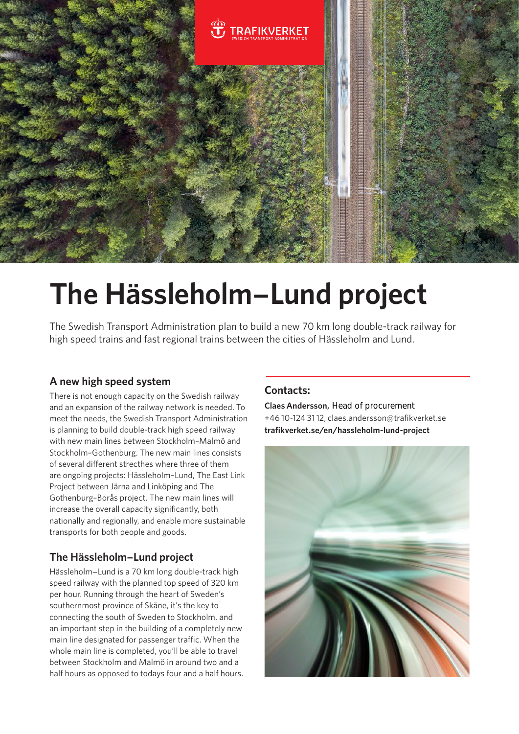# The Hässleholm–Lund project

The Swedish Transport Administration plan to build a new 70 km long double-track railway for high speed trains and fast regional trains between the cities of Hässleholm and Lund.

## A new high speed system

There is not enough capacity on the Swedish railway and an expansion of the railway network is needed. To meet the needs, the Swedish Transport Administration is planning to build double-track high speed railway with new main lines between Stockholm–Malmö and Stockholm–Gothenburg. The new main lines consists of several different strecthes where three of them are ongoing projects: Hässleholm–Lund, The East Link Project between Järna and Linköping and The Gothenburg–Borås project. The new main lines will increase the overall capacity significantly, both nationally and regionally, and enable more sustainable transports for both people and goods.

## The Hässleholm–Lund project

Hässleholm–Lund is a 70 km long double-track high speed railway with the planned top speed of 320 km per hour. Running through the heart of Sweden's southernmost province of Skåne, it's the key to connecting the south of Sweden to Stockholm, and an important step in the building of a completely new main line designated for passenger traffic. When the whole main line is completed, you'll be able to travel between Stockholm and Malmö in around two and a half hours as opposed to todays four and a half hours.

## Contacts:

**Claes Andersson,** Head of procurement
+46 10-124 31 12, claes.andersson@trafikverket.se
**trafikverket.se/en/hassleholm-lund-project**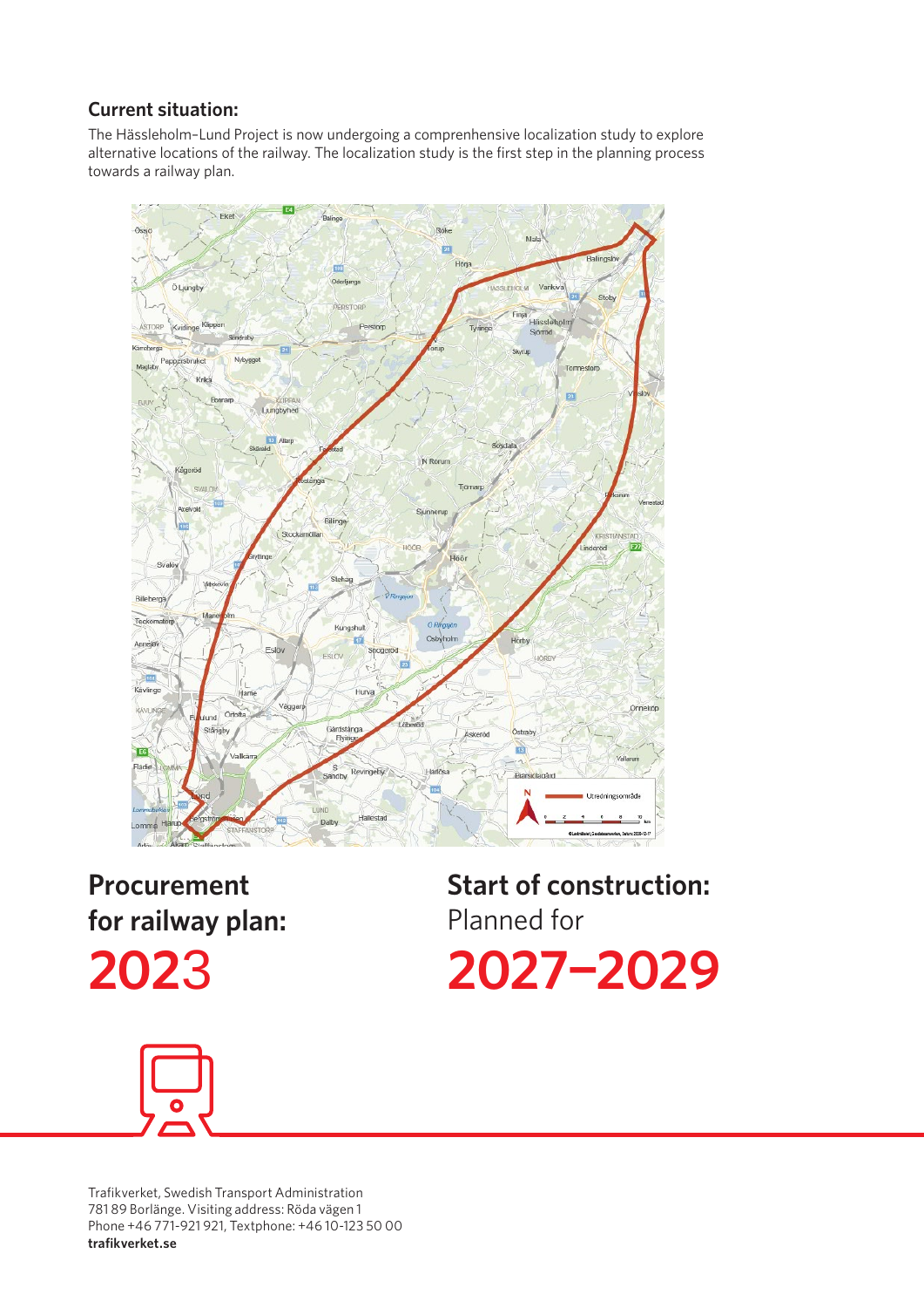**Current situation:**

The Hässleholm–Lund Project is now undergoing a comprenhensive localization study to explore alternative locations of the railway. The localization study is the first step in the planning process towards a railway plan.

## Procurement for railway plan:

# 2023

## Start of construction:

Planned for

# 2027–2029

Trafikverket, Swedish Transport Administration
781 89 Borlänge. Visiting address: Röda vägen 1
Phone +46 771-921 921, Textphone: +46 10-123 50 00
**trafikverket.se**